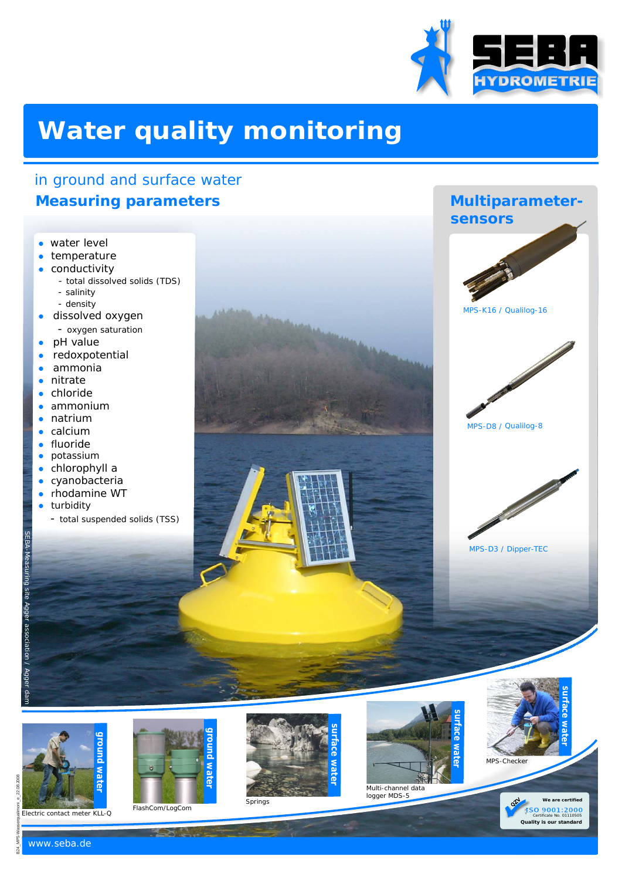SEBA HYDROMETRIE

# Water quality monitoring

## in ground and surface water

### Measuring parameters

- water level
- temperature
- conductivity
  - total dissolved solids (TDS)
  - salinity
  - density
- dissolved oxygen
  - oxygen saturation
- pH value
- redoxpotential
- ammonia
- nitrate
- chloride
- ammonium
- natrium
- calcium
- fluoride
- potassium
- chlorophyll a
- cyanobacteria
- rhodamine WT
- turbidity
  - total suspended solids (TSS)

SEBA-Measuring site Agger association / Agger dam

### Multiparameter-sensors

MPS-K16 / Qualilog-16

MPS-D8 / Qualilog-8

MPS-D3 / Dipper-TEC

ground water

Electric contact meter KLL-Q

ground water

FlashCom/LogCom

surface water

Springs

surface water

Multi-channel data logger MDS-5

surface water

MPS-Checker

We are certified ISO 9001:2000 Certificate No. 01110505 Quality is our standard

www.seba.de

B24_MPS-Wasserqualitaet_e_22.08.2008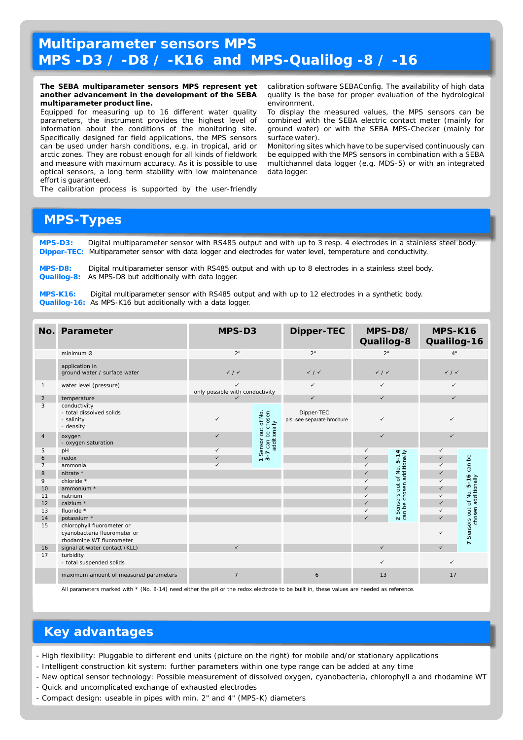# Multiparameter sensors MPS
# MPS -D3 / -D8 / -K16 and MPS-Qualilog -8 / -16

**The SEBA multiparameter sensors MPS represent yet another advancement in the development of the SEBA multiparameter product line.**

Equipped for measuring up to 16 different water quality parameters, the instrument provides the highest level of information about the conditions of the monitoring site. Specifically designed for field applications, the MPS sensors can be used under harsh conditions, e.g. in tropical, arid or arctic zones. They are robust enough for all kinds of fieldwork and measure with maximum accuracy. As it is possible to use optical sensors, a long term stability with low maintenance effort is guaranteed.

The calibration process is supported by the user-friendly calibration software SEBAConfig. The availability of high data quality is the base for proper evaluation of the hydrological environment.

To display the measured values, the MPS sensors can be combined with the SEBA electric contact meter (mainly for ground water) or with the SEBA MPS-Checker (mainly for surface water).

Monitoring sites which have to be supervised continuously can be equipped with the MPS sensors in combination with a SEBA multichannel data logger (e.g. MDS-5) or with an integrated data logger.

## MPS-Types

**MPS-D3:** Digital multiparameter sensor with RS485 output and with up to 3 resp. 4 electrodes in a stainless steel body.
**Dipper-TEC:** Multiparameter sensor with data logger and electrodes for water level, temperature and conductivity.

**MPS-D8:** Digital multiparameter sensor with RS485 output and with up to 8 electrodes in a stainless steel body.
**Qualilog-8:** As MPS-D8 but additionally with data logger.

**MPS-K16:** Digital multiparameter sensor with RS485 output and with up to 12 electrodes in a synthetic body.
**Qualilog-16:** As MPS-K16 but additionally with a data logger.

| No. | Parameter | MPS-D3 | Dipper-TEC | MPS-D8/ Qualilog-8 | MPS-K16 Qualilog-16 |
|---|---|---|---|---|---|
| | minimum Ø | 2" | 2" | 2" | 4" |
| | application in ground water / surface water | ✓ / ✓ | ✓ / ✓ | ✓ / ✓ | ✓ / ✓ |
| 1 | water level (pressure) | ✓ only possible with conductivity | ✓ | ✓ | ✓ |
| 2 | temperature | ✓ | ✓ | ✓ | ✓ |
| 3 | conductivity - total dissolved solids - salinity - density | ✓ | Dipper-TEC pls. see separate brochure | ✓ | ✓ |
| 4 | oxygen - oxygen saturation | ✓ | | ✓ | ✓ |
| 5 | pH | ✓ | | ✓ | ✓ |
| 6 | redox | ✓ | | ✓ | ✓ |
| 7 | ammonia | ✓ | | ✓ | ✓ |
| 8 | nitrate * | | | ✓ | ✓ |
| 9 | chloride * | | | ✓ | ✓ |
| 10 | ammonium * | | | ✓ | ✓ |
| 11 | natrium | | | ✓ | ✓ |
| 12 | calzium * | | | ✓ | ✓ |
| 13 | fluoride * | | | ✓ | ✓ |
| 14 | potassium * | | | ✓ | ✓ |
| 15 | chlorophyll fluorometer or cyanobacteria fluorometer or rhodamine WT fluorometer | | | | ✓ |
| 16 | signal at water contact (KLL) | ✓ | | ✓ | ✓ |
| 17 | turbidity - total suspended solids | | | ✓ | ✓ |
| | maximum amount of measured parameters | 7 | 6 | 13 | 17 |

MPS-D3: **1** Sensor out of No. **3-7** can be chosen additionally
MPS-D8/Qualilog-8: **2** Sensors out of No. **5-14** can be chosen additionally
MPS-K16/Qualilog-16: **7** Sensors out of No. **5-16** can be chosen additionally

All parameters marked with * (No. 8-14) need either the pH or the redox electrode to be built in, these values are needed as reference.

## Key advantages

- High flexibility: Pluggable to different end units (picture on the right) for mobile and/or stationary applications
- Intelligent construction kit system: further parameters within one type range can be added at any time
- New optical sensor technology: Possible measurement of dissolved oxygen, cyanobacteria, chlorophyll a and rhodamine WT
- Quick and uncomplicated exchange of exhausted electrodes
- Compact design: useable in pipes with min. 2" and 4" (MPS-K) diameters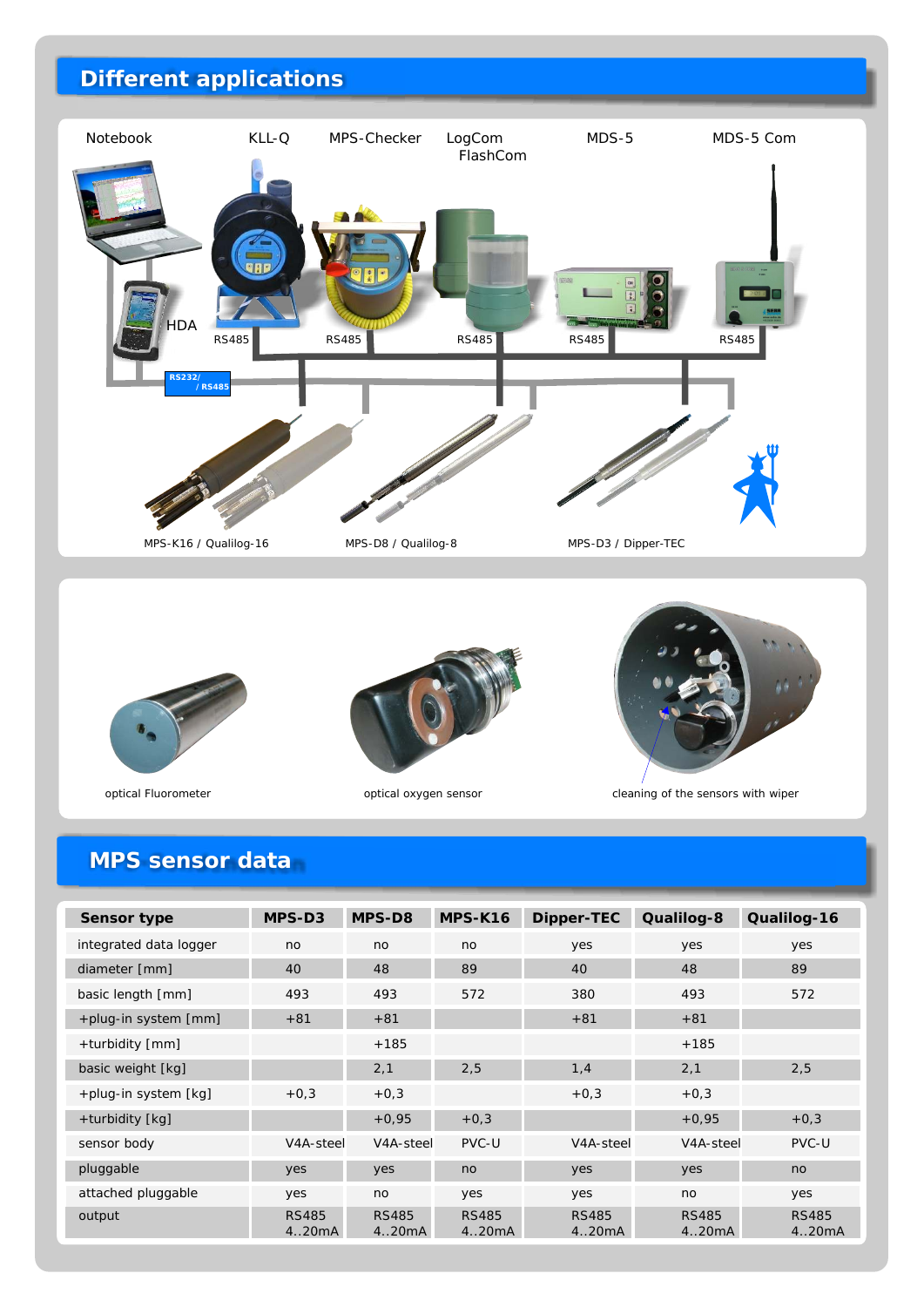## Different applications

Notebook | KLL-Q | MPS-Checker | LogCom FlashCom | MDS-5 | MDS-5 Com

HDA

RS485 | RS485 | RS485 | RS485 | RS485

RS232/ / RS485

MPS-K16 / Qualilog-16

MPS-D8 / Qualilog-8

MPS-D3 / Dipper-TEC

optical Fluorometer

optical oxygen sensor

cleaning of the sensors with wiper

## MPS sensor data

| Sensor type | MPS-D3 | MPS-D8 | MPS-K16 | Dipper-TEC | Qualilog-8 | Qualilog-16 |
|---|---|---|---|---|---|---|
| integrated data logger | no | no | no | yes | yes | yes |
| diameter [mm] | 40 | 48 | 89 | 40 | 48 | 89 |
| basic length [mm] | 493 | 493 | 572 | 380 | 493 | 572 |
| +plug-in system [mm] | +81 | +81 | | +81 | +81 | |
| +turbidity [mm] | | +185 | | | +185 | |
| basic weight [kg] | | 2,1 | 2,5 | 1,4 | 2,1 | 2,5 |
| +plug-in system [kg] | +0,3 | +0,3 | | +0,3 | +0,3 | |
| +turbidity [kg] | | +0,95 | +0,3 | | +0,95 | +0,3 |
| sensor body | V4A-steel | V4A-steel | PVC-U | V4A-steel | V4A-steel | PVC-U |
| pluggable | yes | yes | no | yes | yes | no |
| attached pluggable | yes | no | yes | yes | no | yes |
| output | RS485 4..20mA | RS485 4..20mA | RS485 4..20mA | RS485 4..20mA | RS485 4..20mA | RS485 4..20mA |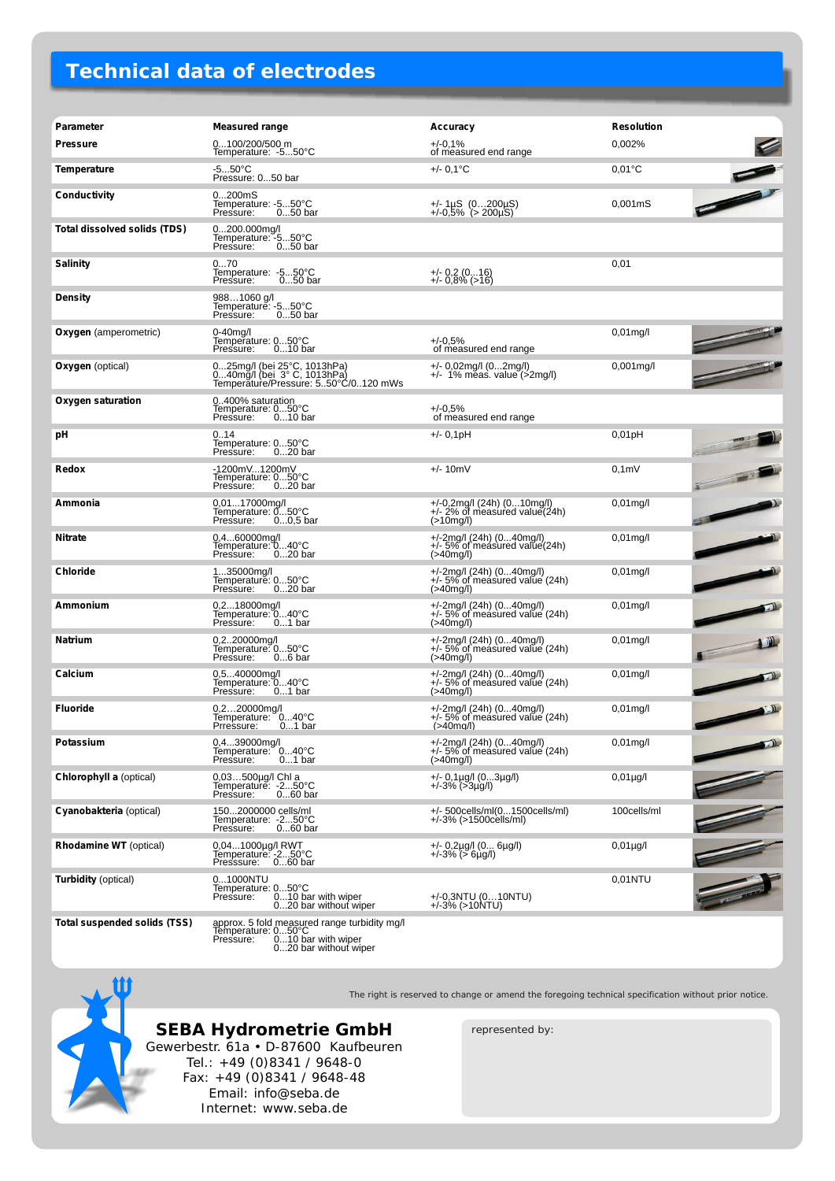# Technical data of electrodes

| Parameter | Measured range | Accuracy | Resolution |
|---|---|---|---|
| **Pressure** | 0...100/200/500 m<br>Temperature: -5...50°C | +/-0,1%<br>of measured end range | 0,002% |
| **Temperature** | -5...50°C<br>Pressure: 0...50 bar | +/- 0,1°C | 0,01°C |
| **Conductivity** | 0...200mS<br>Temperature: -5...50°C<br>Pressure: 0...50 bar | +/- 1µS (0...200µS)<br>+/-0,5% (> 200µS) | 0,001mS |
| **Total dissolved solids (TDS)** | 0...200.000mg/l<br>Temperature: -5...50°C<br>Pressure: 0...50 bar | | |
| **Salinity** | 0...70<br>Temperature: -5...50°C<br>Pressure: 0...50 bar | +/- 0,2 (0...16)<br>+/- 0,8% (>16) | 0,01 |
| **Density** | 988...1060 g/l<br>Temperature: -5...50°C<br>Pressure: 0...50 bar | | |
| **Oxygen** (amperometric) | 0-40mg/l<br>Temperature: 0...50°C<br>Pressure: 0...10 bar | +/-0,5%<br>of measured end range | 0,01mg/l |
| **Oxygen** (optical) | 0...25mg/l (bei 25°C, 1013hPa)<br>0...40mg/l (bei 3° C, 1013hPa)<br>Temperature/Pressure: 5..50°C/0..120 mWs | +/- 0,02mg/l (0...2mg/l)<br>+/- 1% meas. value (>2mg/l) | 0,001mg/l |
| **Oxygen saturation** | 0..400% saturation<br>Temperature: 0...50°C<br>Pressure: 0...10 bar | +/-0,5%<br>of measured end range | |
| **pH** | 0...14<br>Temperature: 0...50°C<br>Pressure: 0...20 bar | +/- 0,1pH | 0,01pH |
| **Redox** | -1200mV...1200mV<br>Temperature: 0...50°C<br>Pressure: 0...20 bar | +/- 10mV | 0,1mV |
| **Ammonia** | 0,01...17000mg/l<br>Temperature: 0...50°C<br>Pressure: 0...0,5 bar | +/-0,2mg/l (24h) (0...10mg/l)<br>+/- 2% of measured value(24h)<br>(>10mg/l) | 0,01mg/l |
| **Nitrate** | 0,4...60000mg/l<br>Temperature: 0...40°C<br>Pressure: 0...20 bar | +/-2mg/l (24h) (0...40mg/l)<br>+/- 5% of measured value(24h)<br>(>40mg/l) | 0,01mg/l |
| **Chloride** | 1...35000mg/l<br>Temperature: 0...50°C<br>Pressure: 0...20 bar | +/-2mg/l (24h) (0...40mg/l)<br>+/- 5% of measured value (24h)<br>(>40mg/l) | 0,01mg/l |
| **Ammonium** | 0,2...18000mg/l<br>Temperature: 0...40°C<br>Pressure: 0...1 bar | +/-2mg/l (24h) (0...40mg/l)<br>+/- 5% of measured value (24h)<br>(>40mg/l) | 0,01mg/l |
| **Natrium** | 0,2..20000mg/l<br>Temperature: 0...50°C<br>Pressure: 0...6 bar | +/-2mg/l (24h) (0...40mg/l)<br>+/- 5% of measured value (24h)<br>(>40mg/l) | 0,01mg/l |
| **Calcium** | 0,5...40000mg/l<br>Temperature: 0...40°C<br>Pressure: 0...1 bar | +/-2mg/l (24h) (0...40mg/l)<br>+/- 5% of measured value (24h)<br>(>40mg/l) | 0,01mg/l |
| **Fluoride** | 0,2...20000mg/l<br>Temperature: 0...40°C<br>Pressure: 0...1 bar | +/-2mg/l (24h) (0...40mg/l)<br>+/- 5% of measured value (24h)<br>(>40mg/l) | 0,01mg/l |
| **Potassium** | 0,4...39000mg/l<br>Temperature: 0...40°C<br>Pressure: 0...1 bar | +/-2mg/l (24h) (0...40mg/l)<br>+/- 5% of measured value (24h)<br>(>40mg/l) | 0,01mg/l |
| **Chlorophyll a** (optical) | 0,03...500µg/l Chl a<br>Temperature: -2...50°C<br>Pressure: 0...60 bar | +/- 0,1µg/l (0...3µg/l)<br>+/-3% (>3µg/l) | 0,01µg/l |
| **Cyanobakteria** (optical) | 150...2000000 cells/ml<br>Temperature: -2...50°C<br>Pressure: 0...60 bar | +/- 500cells/ml(0...1500cells/ml)<br>+/-3% (>1500cells/ml) | 100cells/ml |
| **Rhodamine WT** (optical) | 0,04...1000µg/l RWT<br>Temperature: -2...50°C<br>Presssure: 0...60 bar | +/- 0,2µg/l (0... 6µg/l)<br>+/-3% (> 6µg/l) | 0,01µg/l |
| **Turbidity** (optical) | 0...1000NTU<br>Temperature: 0...50°C<br>Pressure: 0...10 bar with wiper<br>0...20 bar without wiper | +/-0,3NTU (0...10NTU)<br>+/-3% (>10NTU) | 0,01NTU |
| **Total suspended solids (TSS)** | approx. 5 fold measured range turbidity mg/l<br>Temperature: 0...50°C<br>Pressure: 0...10 bar with wiper<br>0...20 bar without wiper | | |

The right is reserved to change or amend the foregoing technical specification without prior notice.

**SEBA Hydrometrie GmbH**
Gewerbestr. 61a • D-87600 Kaufbeuren
Tel.: +49 (0)8341 / 9648-0
Fax: +49 (0)8341 / 9648-48
Email: info@seba.de
Internet: www.seba.de

represented by: